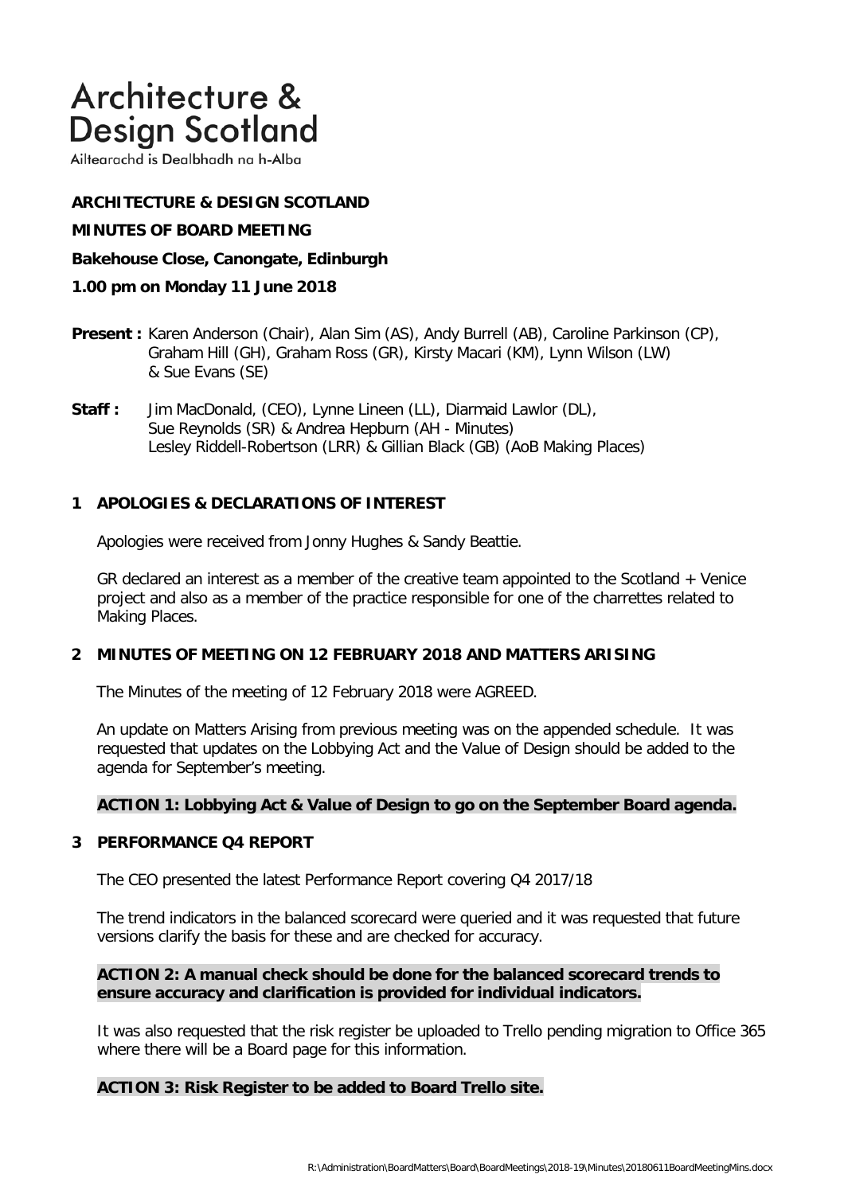# Architecture & Design Scotland

Ailtearachd is Dealbhadh na h-Alba

**ARCHITECTURE & DESIGN SCOTLAND**

**MINUTES OF BOARD MEETING**

**Bakehouse Close, Canongate, Edinburgh**

**1.00 pm on Monday 11 June 2018**

**Present :** Karen Anderson (Chair), Alan Sim (AS), Andy Burrell (AB), Caroline Parkinson (CP), Graham Hill (GH), Graham Ross (GR), Kirsty Macari (KM), Lynn Wilson (LW) & Sue Evans (SE)

**Staff :** Jim MacDonald, (CEO), Lynne Lineen (LL), Diarmaid Lawlor (DL), Sue Reynolds (SR) & Andrea Hepburn (AH - Minutes) Lesley Riddell-Robertson (LRR) & Gillian Black (GB) (AoB Making Places)

## 1 APOLOGIES & DECLARATIONS OF INTEREST

Apologies were received from Jonny Hughes & Sandy Beattie.

GR declared an interest as a member of the creative team appointed to the Scotland + Venice project and also as a member of the practice responsible for one of the charrettes related to Making Places.

## 2 MINUTES OF MEETING ON 12 FEBRUARY 2018 AND MATTERS ARISING

The Minutes of the meeting of 12 February 2018 were AGREED.

An update on Matters Arising from previous meeting was on the appended schedule. It was requested that updates on the Lobbying Act and the Value of Design should be added to the agenda for September's meeting.

**ACTION 1: Lobbying Act & Value of Design to go on the September Board agenda.**

## 3 PERFORMANCE Q4 REPORT

The CEO presented the latest Performance Report covering Q4 2017/18

The trend indicators in the balanced scorecard were queried and it was requested that future versions clarify the basis for these and are checked for accuracy.

**ACTION 2: A manual check should be done for the balanced scorecard trends to ensure accuracy and clarification is provided for individual indicators.**

It was also requested that the risk register be uploaded to Trello pending migration to Office 365 where there will be a Board page for this information.

**ACTION 3: Risk Register to be added to Board Trello site.**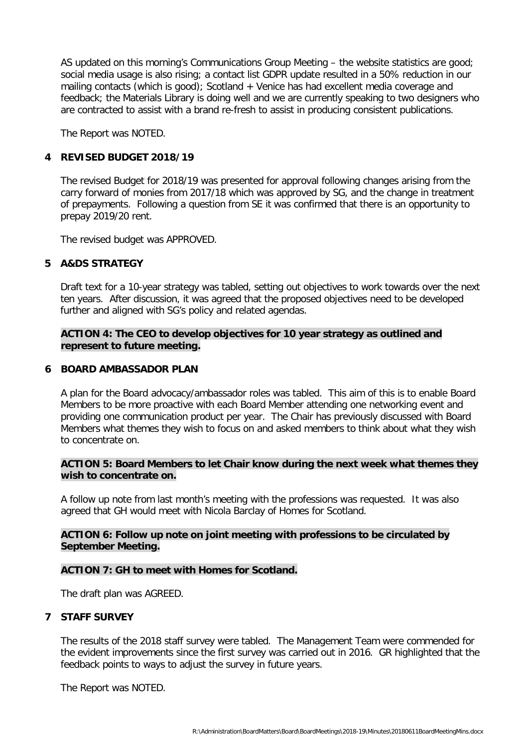AS updated on this morning's Communications Group Meeting – the website statistics are good; social media usage is also rising; a contact list GDPR update resulted in a 50% reduction in our mailing contacts (which is good); Scotland + Venice has had excellent media coverage and feedback; the Materials Library is doing well and we are currently speaking to two designers who are contracted to assist with a brand re-fresh to assist in producing consistent publications.

The Report was NOTED.

## 4 REVISED BUDGET 2018/19

The revised Budget for 2018/19 was presented for approval following changes arising from the carry forward of monies from 2017/18 which was approved by SG, and the change in treatment of prepayments. Following a question from SE it was confirmed that there is an opportunity to prepay 2019/20 rent.

The revised budget was APPROVED.

## 5 A&DS STRATEGY

Draft text for a 10-year strategy was tabled, setting out objectives to work towards over the next ten years. After discussion, it was agreed that the proposed objectives need to be developed further and aligned with SG's policy and related agendas.

**ACTION 4: The CEO to develop objectives for 10 year strategy as outlined and represent to future meeting.**

## 6 BOARD AMBASSADOR PLAN

A plan for the Board advocacy/ambassador roles was tabled. This aim of this is to enable Board Members to be more proactive with each Board Member attending one networking event and providing one communication product per year. The Chair has previously discussed with Board Members what themes they wish to focus on and asked members to think about what they wish to concentrate on.

**ACTION 5: Board Members to let Chair know during the next week what themes they wish to concentrate on.**

A follow up note from last month's meeting with the professions was requested. It was also agreed that GH would meet with Nicola Barclay of Homes for Scotland.

**ACTION 6: Follow up note on joint meeting with professions to be circulated by September Meeting.**

**ACTION 7: GH to meet with Homes for Scotland.**

The draft plan was AGREED.

## 7 STAFF SURVEY

The results of the 2018 staff survey were tabled. The Management Team were commended for the evident improvements since the first survey was carried out in 2016. GR highlighted that the feedback points to ways to adjust the survey in future years.

The Report was NOTED.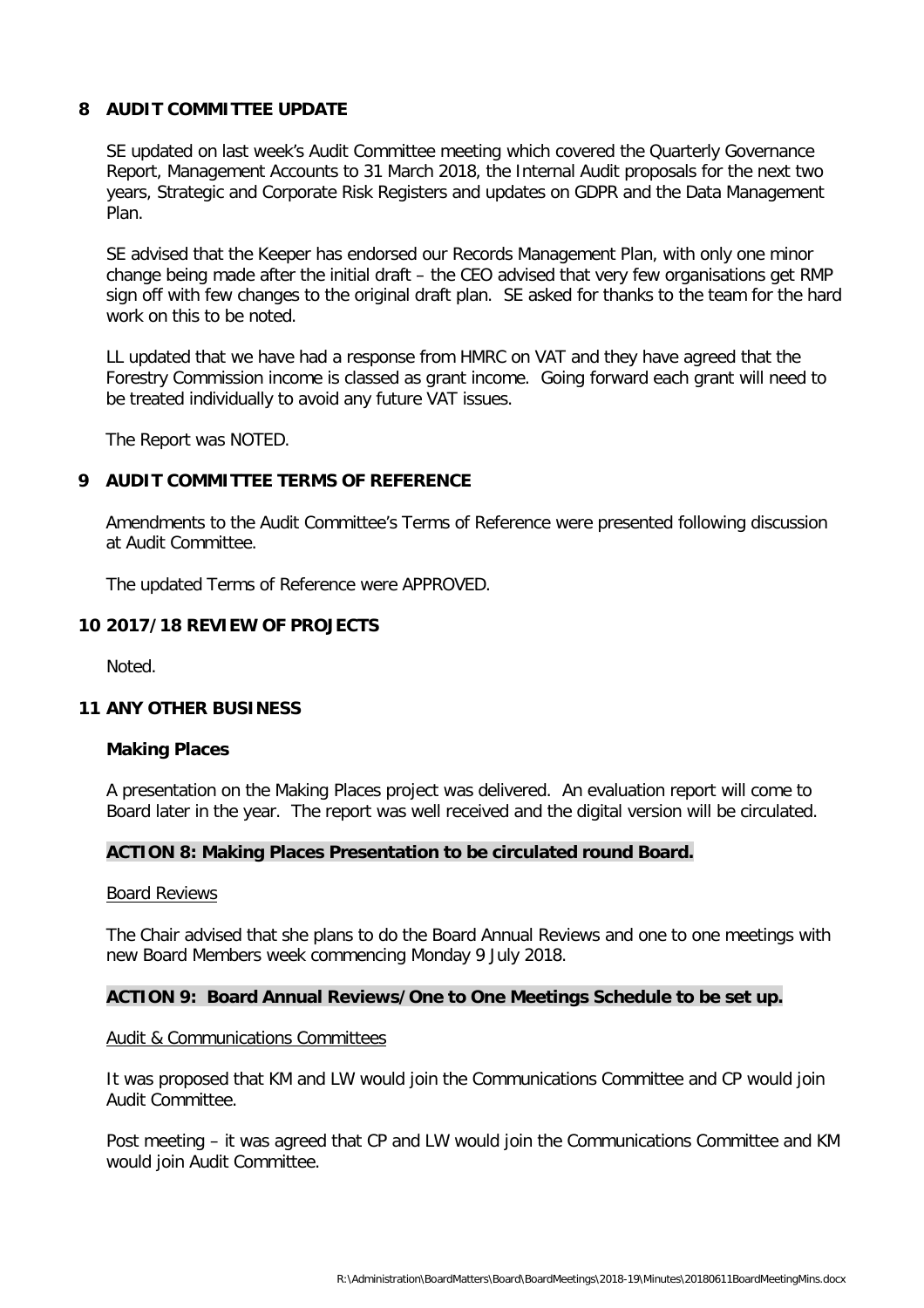## 8 AUDIT COMMITTEE UPDATE

SE updated on last week's Audit Committee meeting which covered the Quarterly Governance Report, Management Accounts to 31 March 2018, the Internal Audit proposals for the next two years, Strategic and Corporate Risk Registers and updates on GDPR and the Data Management Plan.

SE advised that the Keeper has endorsed our Records Management Plan, with only one minor change being made after the initial draft – the CEO advised that very few organisations get RMP sign off with few changes to the original draft plan. SE asked for thanks to the team for the hard work on this to be noted.

LL updated that we have had a response from HMRC on VAT and they have agreed that the Forestry Commission income is classed as grant income. Going forward each grant will need to be treated individually to avoid any future VAT issues.

The Report was NOTED.

## 9 AUDIT COMMITTEE TERMS OF REFERENCE

Amendments to the Audit Committee's Terms of Reference were presented following discussion at Audit Committee.

The updated Terms of Reference were APPROVED.

## 10 2017/18 REVIEW OF PROJECTS

Noted.

## 11 ANY OTHER BUSINESS

**Making Places**

A presentation on the Making Places project was delivered. An evaluation report will come to Board later in the year. The report was well received and the digital version will be circulated.

**ACTION 8: Making Places Presentation to be circulated round Board.**

Board Reviews

The Chair advised that she plans to do the Board Annual Reviews and one to one meetings with new Board Members week commencing Monday 9 July 2018.

**ACTION 9: Board Annual Reviews/One to One Meetings Schedule to be set up.**

Audit & Communications Committees

It was proposed that KM and LW would join the Communications Committee and CP would join Audit Committee.

Post meeting – it was agreed that CP and LW would join the Communications Committee and KM would join Audit Committee.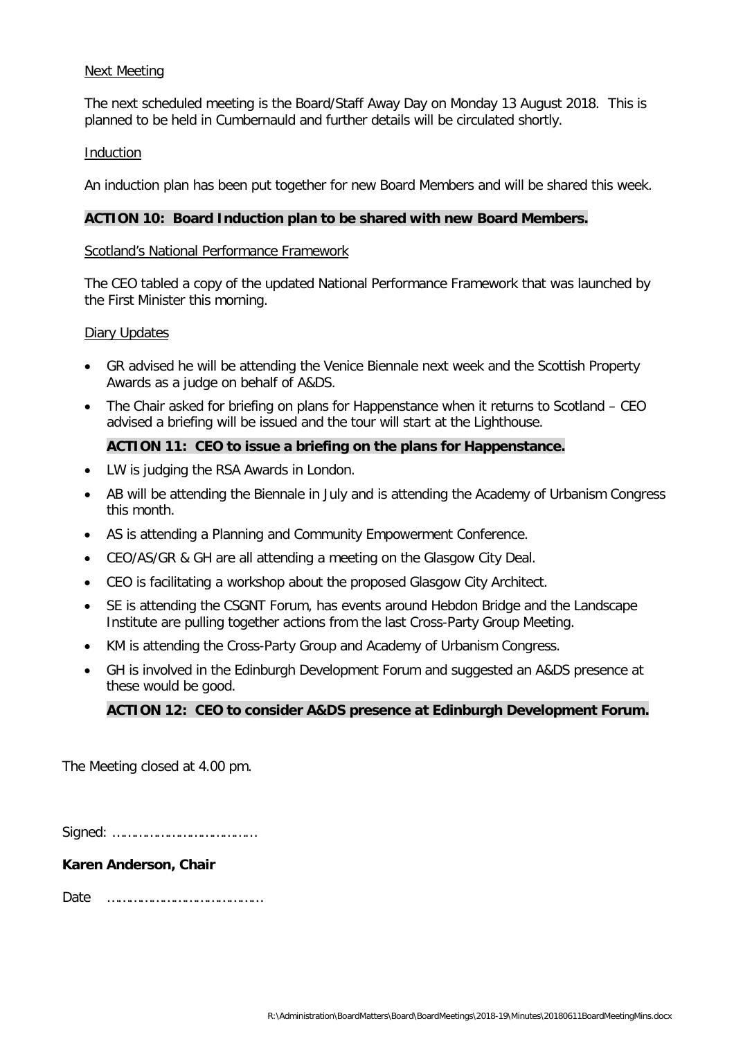Next Meeting

The next scheduled meeting is the Board/Staff Away Day on Monday 13 August 2018. This is planned to be held in Cumbernauld and further details will be circulated shortly.

Induction

An induction plan has been put together for new Board Members and will be shared this week.

**ACTION 10: Board Induction plan to be shared with new Board Members.**

Scotland's National Performance Framework

The CEO tabled a copy of the updated National Performance Framework that was launched by the First Minister this morning.

Diary Updates

- GR advised he will be attending the Venice Biennale next week and the Scottish Property Awards as a judge on behalf of A&DS.
- The Chair asked for briefing on plans for Happenstance when it returns to Scotland – CEO advised a briefing will be issued and the tour will start at the Lighthouse.

  **ACTION 11: CEO to issue a briefing on the plans for Happenstance.**

- LW is judging the RSA Awards in London.
- AB will be attending the Biennale in July and is attending the Academy of Urbanism Congress this month.
- AS is attending a Planning and Community Empowerment Conference.
- CEO/AS/GR & GH are all attending a meeting on the Glasgow City Deal.
- CEO is facilitating a workshop about the proposed Glasgow City Architect.
- SE is attending the CSGNT Forum, has events around Hebdon Bridge and the Landscape Institute are pulling together actions from the last Cross-Party Group Meeting.
- KM is attending the Cross-Party Group and Academy of Urbanism Congress.
- GH is involved in the Edinburgh Development Forum and suggested an A&DS presence at these would be good.

  **ACTION 12: CEO to consider A&DS presence at Edinburgh Development Forum.**

The Meeting closed at 4.00 pm.

Signed: ………………………………

**Karen Anderson, Chair**

Date …………………………………

R:\Administration\BoardMatters\Board\BoardMeetings\2018-19\Minutes\20180611BoardMeetingMins.docx